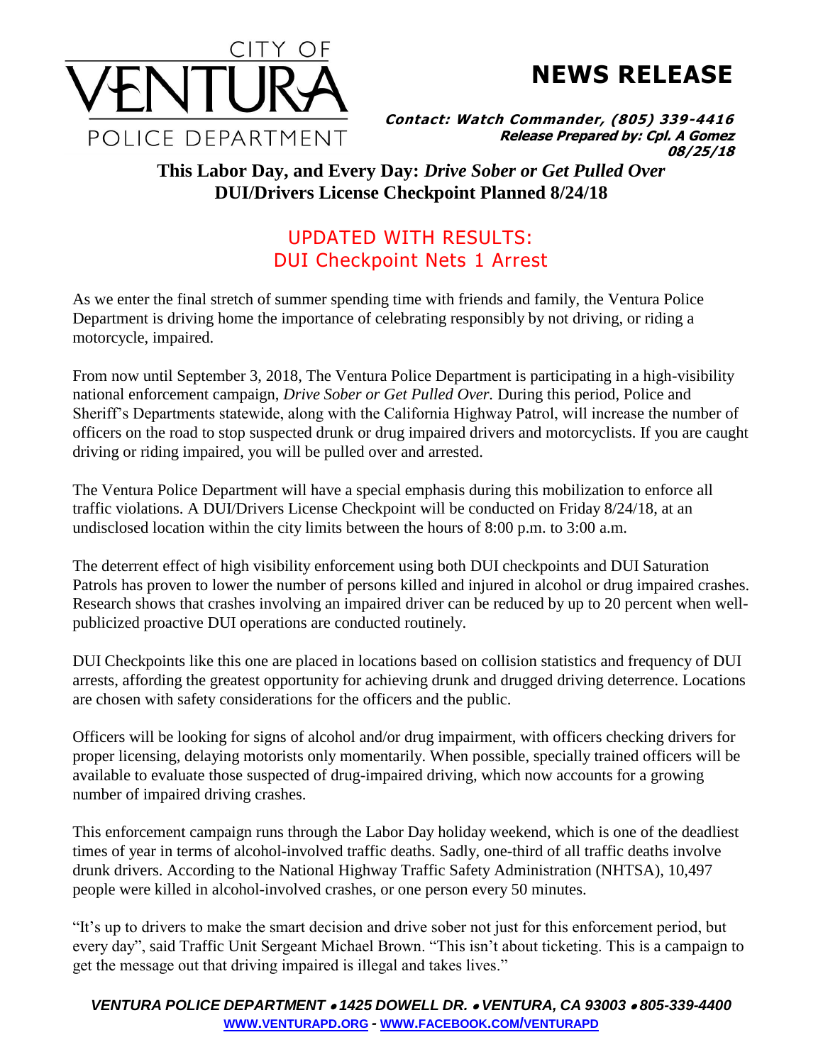CITY OF VENTURA POLICE DEPARTMENT

# NEWS RELEASE

***Contact: Watch Commander, (805) 339-4416***
***Release Prepared by: Cpl. A Gomez***
***08/25/18***

## This Labor Day, and Every Day: *Drive Sober or Get Pulled Over*
## DUI/Drivers License Checkpoint Planned 8/24/18

### UPDATED WITH RESULTS:
### DUI Checkpoint Nets 1 Arrest

As we enter the final stretch of summer spending time with friends and family, the Ventura Police Department is driving home the importance of celebrating responsibly by not driving, or riding a motorcycle, impaired.

From now until September 3, 2018, The Ventura Police Department is participating in a high-visibility national enforcement campaign, *Drive Sober or Get Pulled Over.* During this period, Police and Sheriff's Departments statewide, along with the California Highway Patrol, will increase the number of officers on the road to stop suspected drunk or drug impaired drivers and motorcyclists. If you are caught driving or riding impaired, you will be pulled over and arrested.

The Ventura Police Department will have a special emphasis during this mobilization to enforce all traffic violations. A DUI/Drivers License Checkpoint will be conducted on Friday 8/24/18, at an undisclosed location within the city limits between the hours of 8:00 p.m. to 3:00 a.m.

The deterrent effect of high visibility enforcement using both DUI checkpoints and DUI Saturation Patrols has proven to lower the number of persons killed and injured in alcohol or drug impaired crashes. Research shows that crashes involving an impaired driver can be reduced by up to 20 percent when well-publicized proactive DUI operations are conducted routinely.

DUI Checkpoints like this one are placed in locations based on collision statistics and frequency of DUI arrests, affording the greatest opportunity for achieving drunk and drugged driving deterrence. Locations are chosen with safety considerations for the officers and the public.

Officers will be looking for signs of alcohol and/or drug impairment, with officers checking drivers for proper licensing, delaying motorists only momentarily. When possible, specially trained officers will be available to evaluate those suspected of drug-impaired driving, which now accounts for a growing number of impaired driving crashes.

This enforcement campaign runs through the Labor Day holiday weekend, which is one of the deadliest times of year in terms of alcohol-involved traffic deaths. Sadly, one-third of all traffic deaths involve drunk drivers. According to the National Highway Traffic Safety Administration (NHTSA), 10,497 people were killed in alcohol-involved crashes, or one person every 50 minutes.

"It's up to drivers to make the smart decision and drive sober not just for this enforcement period, but every day", said Traffic Unit Sergeant Michael Brown. "This isn't about ticketing. This is a campaign to get the message out that driving impaired is illegal and takes lives."

***VENTURA POLICE DEPARTMENT • 1425 DOWELL DR. • VENTURA, CA 93003 • 805-339-4400***
**WWW.VENTURAPD.ORG - WWW.FACEBOOK.COM/VENTURAPD**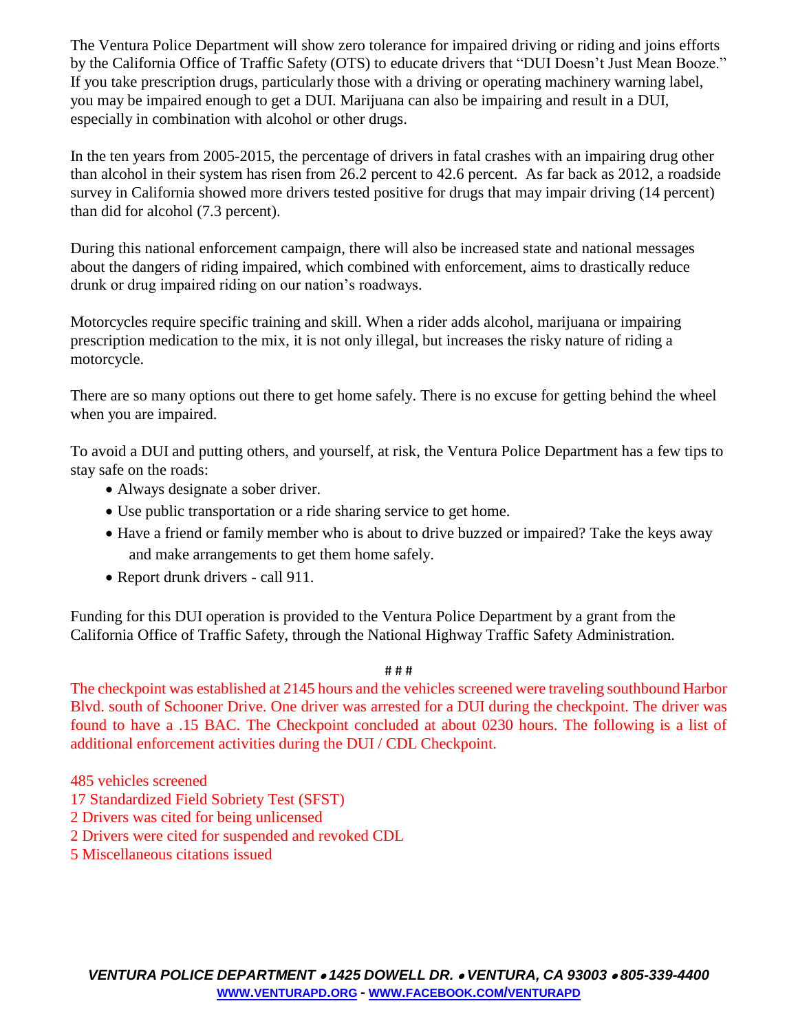The Ventura Police Department will show zero tolerance for impaired driving or riding and joins efforts by the California Office of Traffic Safety (OTS) to educate drivers that "DUI Doesn't Just Mean Booze." If you take prescription drugs, particularly those with a driving or operating machinery warning label, you may be impaired enough to get a DUI. Marijuana can also be impairing and result in a DUI, especially in combination with alcohol or other drugs.

In the ten years from 2005-2015, the percentage of drivers in fatal crashes with an impairing drug other than alcohol in their system has risen from 26.2 percent to 42.6 percent. As far back as 2012, a roadside survey in California showed more drivers tested positive for drugs that may impair driving (14 percent) than did for alcohol (7.3 percent).

During this national enforcement campaign, there will also be increased state and national messages about the dangers of riding impaired, which combined with enforcement, aims to drastically reduce drunk or drug impaired riding on our nation's roadways.

Motorcycles require specific training and skill. When a rider adds alcohol, marijuana or impairing prescription medication to the mix, it is not only illegal, but increases the risky nature of riding a motorcycle.

There are so many options out there to get home safely. There is no excuse for getting behind the wheel when you are impaired.

To avoid a DUI and putting others, and yourself, at risk, the Ventura Police Department has a few tips to stay safe on the roads:

- Always designate a sober driver.
- Use public transportation or a ride sharing service to get home.
- Have a friend or family member who is about to drive buzzed or impaired? Take the keys away and make arrangements to get them home safely.
- Report drunk drivers - call 911.

Funding for this DUI operation is provided to the Ventura Police Department by a grant from the California Office of Traffic Safety, through the National Highway Traffic Safety Administration.

# # #

The checkpoint was established at 2145 hours and the vehicles screened were traveling southbound Harbor Blvd. south of Schooner Drive. One driver was arrested for a DUI during the checkpoint. The driver was found to have a .15 BAC. The Checkpoint concluded at about 0230 hours. The following is a list of additional enforcement activities during the DUI / CDL Checkpoint.

485 vehicles screened
17 Standardized Field Sobriety Test (SFST)
2 Drivers was cited for being unlicensed
2 Drivers were cited for suspended and revoked CDL
5 Miscellaneous citations issued

***VENTURA POLICE DEPARTMENT • 1425 DOWELL DR. • VENTURA, CA 93003 • 805-339-4400***
**WWW.VENTURAPD.ORG - WWW.FACEBOOK.COM/VENTURAPD**